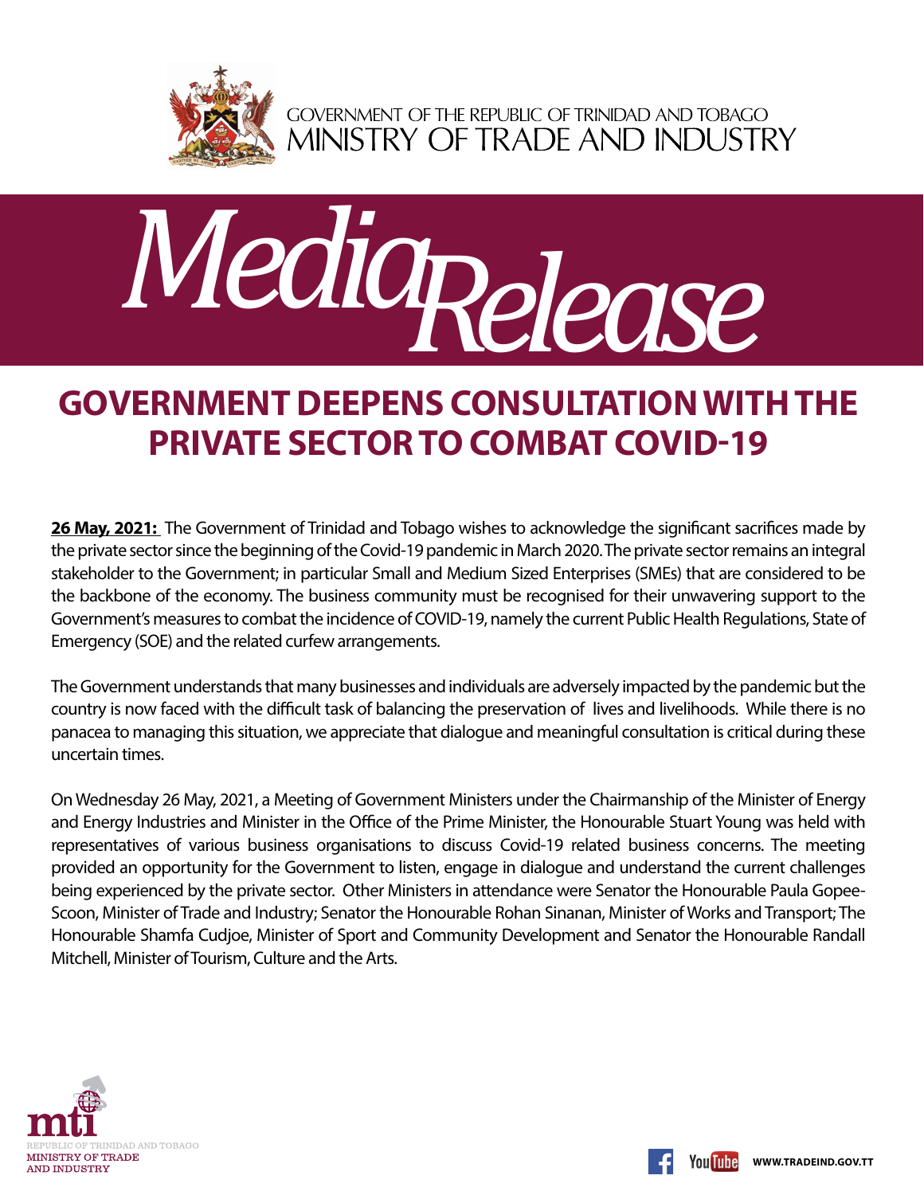GOVERNMENT OF THE REPUBLIC OF TRINIDAD AND TOBAGO
MINISTRY OF TRADE AND INDUSTRY

# *Media Release*

## GOVERNMENT DEEPENS CONSULTATION WITH THE PRIVATE SECTOR TO COMBAT COVID-19

**26 May, 2021:** The Government of Trinidad and Tobago wishes to acknowledge the significant sacrifices made by the private sector since the beginning of the Covid-19 pandemic in March 2020. The private sector remains an integral stakeholder to the Government; in particular Small and Medium Sized Enterprises (SMEs) that are considered to be the backbone of the economy. The business community must be recognised for their unwavering support to the Government's measures to combat the incidence of COVID-19, namely the current Public Health Regulations, State of Emergency (SOE) and the related curfew arrangements.

The Government understands that many businesses and individuals are adversely impacted by the pandemic but the country is now faced with the difficult task of balancing the preservation of lives and livelihoods. While there is no panacea to managing this situation, we appreciate that dialogue and meaningful consultation is critical during these uncertain times.

On Wednesday 26 May, 2021, a Meeting of Government Ministers under the Chairmanship of the Minister of Energy and Energy Industries and Minister in the Office of the Prime Minister, the Honourable Stuart Young was held with representatives of various business organisations to discuss Covid-19 related business concerns. The meeting provided an opportunity for the Government to listen, engage in dialogue and understand the current challenges being experienced by the private sector. Other Ministers in attendance were Senator the Honourable Paula Gopee-Scoon, Minister of Trade and Industry; Senator the Honourable Rohan Sinanan, Minister of Works and Transport; The Honourable Shamfa Cudjoe, Minister of Sport and Community Development and Senator the Honourable Randall Mitchell, Minister of Tourism, Culture and the Arts.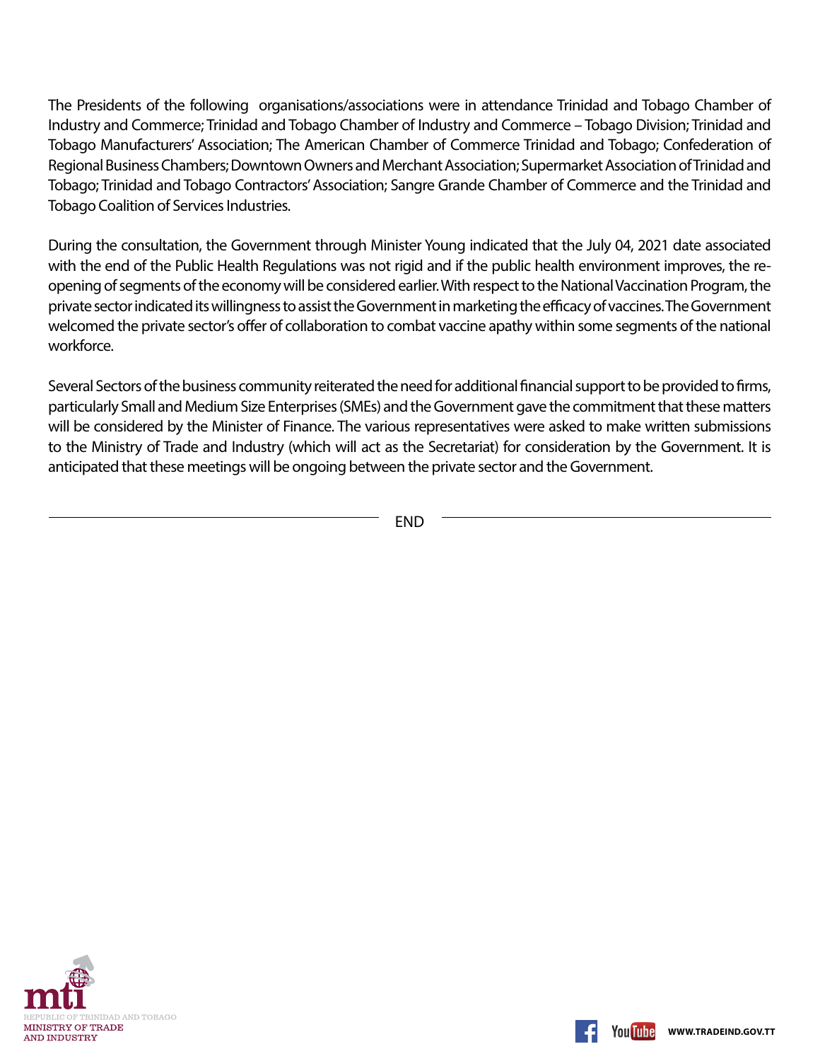The Presidents of the following organisations/associations were in attendance Trinidad and Tobago Chamber of Industry and Commerce; Trinidad and Tobago Chamber of Industry and Commerce – Tobago Division; Trinidad and Tobago Manufacturers' Association; The American Chamber of Commerce Trinidad and Tobago; Confederation of Regional Business Chambers; Downtown Owners and Merchant Association; Supermarket Association of Trinidad and Tobago; Trinidad and Tobago Contractors' Association; Sangre Grande Chamber of Commerce and the Trinidad and Tobago Coalition of Services Industries.

During the consultation, the Government through Minister Young indicated that the July 04, 2021 date associated with the end of the Public Health Regulations was not rigid and if the public health environment improves, the re-opening of segments of the economy will be considered earlier. With respect to the National Vaccination Program, the private sector indicated its willingness to assist the Government in marketing the efficacy of vaccines. The Government welcomed the private sector's offer of collaboration to combat vaccine apathy within some segments of the national workforce.

Several Sectors of the business community reiterated the need for additional financial support to be provided to firms, particularly Small and Medium Size Enterprises (SMEs) and the Government gave the commitment that these matters will be considered by the Minister of Finance. The various representatives were asked to make written submissions to the Ministry of Trade and Industry (which will act as the Secretariat) for consideration by the Government. It is anticipated that these meetings will be ongoing between the private sector and the Government.

END

mti
REPUBLIC OF TRINIDAD AND TOBAGO
MINISTRY OF TRADE
AND INDUSTRY

WWW.TRADEIND.GOV.TT